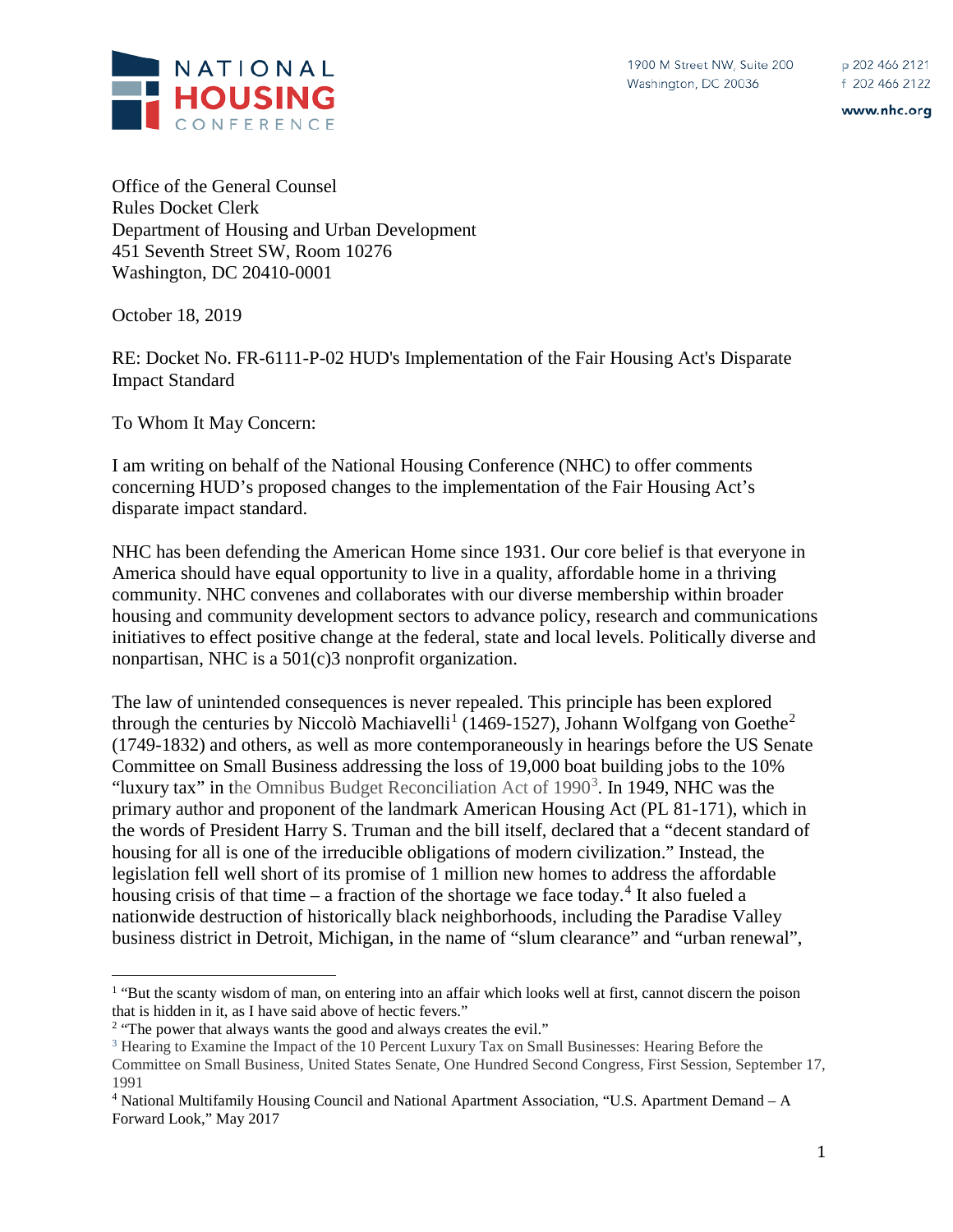NATIONAL HOUSING CONFERENCE

1900 M Street NW, Suite 200
Washington, DC 20036

p 202 466 2121
f 202 466 2122

www.nhc.org

Office of the General Counsel
Rules Docket Clerk
Department of Housing and Urban Development
451 Seventh Street SW, Room 10276
Washington, DC 20410-0001

October 18, 2019

RE: Docket No. FR-6111-P-02 HUD's Implementation of the Fair Housing Act's Disparate Impact Standard

To Whom It May Concern:

I am writing on behalf of the National Housing Conference (NHC) to offer comments concerning HUD's proposed changes to the implementation of the Fair Housing Act's disparate impact standard.

NHC has been defending the American Home since 1931. Our core belief is that everyone in America should have equal opportunity to live in a quality, affordable home in a thriving community. NHC convenes and collaborates with our diverse membership within broader housing and community development sectors to advance policy, research and communications initiatives to effect positive change at the federal, state and local levels. Politically diverse and nonpartisan, NHC is a 501(c)3 nonprofit organization.

The law of unintended consequences is never repealed. This principle has been explored through the centuries by Niccolò Machiavelli[1] (1469-1527), Johann Wolfgang von Goethe[2] (1749-1832) and others, as well as more contemporaneously in hearings before the US Senate Committee on Small Business addressing the loss of 19,000 boat building jobs to the 10% "luxury tax" in the Omnibus Budget Reconciliation Act of 1990[3]. In 1949, NHC was the primary author and proponent of the landmark American Housing Act (PL 81-171), which in the words of President Harry S. Truman and the bill itself, declared that a "decent standard of housing for all is one of the irreducible obligations of modern civilization." Instead, the legislation fell well short of its promise of 1 million new homes to address the affordable housing crisis of that time – a fraction of the shortage we face today.[4] It also fueled a nationwide destruction of historically black neighborhoods, including the Paradise Valley business district in Detroit, Michigan, in the name of "slum clearance" and "urban renewal",

---

[1] "But the scanty wisdom of man, on entering into an affair which looks well at first, cannot discern the poison that is hidden in it, as I have said above of hectic fevers."

[2] "The power that always wants the good and always creates the evil."

[3] Hearing to Examine the Impact of the 10 Percent Luxury Tax on Small Businesses: Hearing Before the Committee on Small Business, United States Senate, One Hundred Second Congress, First Session, September 17, 1991

[4] National Multifamily Housing Council and National Apartment Association, "U.S. Apartment Demand – A Forward Look," May 2017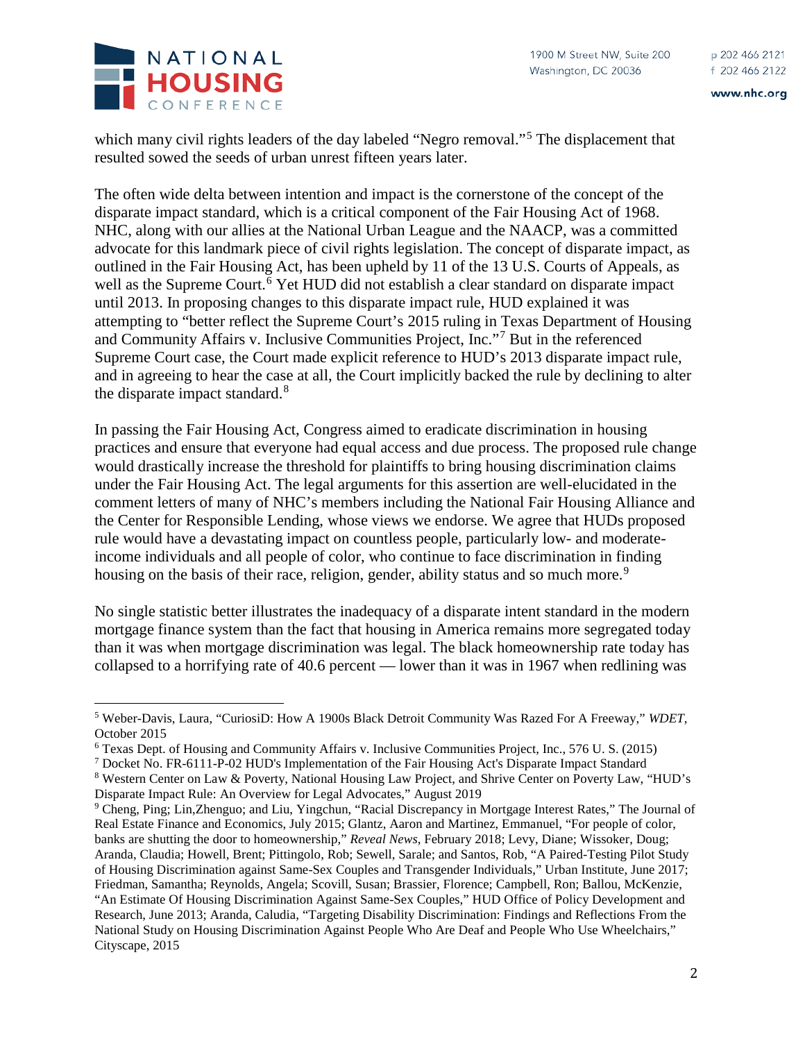which many civil rights leaders of the day labeled "Negro removal."[5] The displacement that resulted sowed the seeds of urban unrest fifteen years later.

The often wide delta between intention and impact is the cornerstone of the concept of the disparate impact standard, which is a critical component of the Fair Housing Act of 1968. NHC, along with our allies at the National Urban League and the NAACP, was a committed advocate for this landmark piece of civil rights legislation. The concept of disparate impact, as outlined in the Fair Housing Act, has been upheld by 11 of the 13 U.S. Courts of Appeals, as well as the Supreme Court.[6] Yet HUD did not establish a clear standard on disparate impact until 2013. In proposing changes to this disparate impact rule, HUD explained it was attempting to "better reflect the Supreme Court's 2015 ruling in Texas Department of Housing and Community Affairs v. Inclusive Communities Project, Inc."[7] But in the referenced Supreme Court case, the Court made explicit reference to HUD's 2013 disparate impact rule, and in agreeing to hear the case at all, the Court implicitly backed the rule by declining to alter the disparate impact standard.[8]

In passing the Fair Housing Act, Congress aimed to eradicate discrimination in housing practices and ensure that everyone had equal access and due process. The proposed rule change would drastically increase the threshold for plaintiffs to bring housing discrimination claims under the Fair Housing Act. The legal arguments for this assertion are well-elucidated in the comment letters of many of NHC's members including the National Fair Housing Alliance and the Center for Responsible Lending, whose views we endorse. We agree that HUDs proposed rule would have a devastating impact on countless people, particularly low- and moderate-income individuals and all people of color, who continue to face discrimination in finding housing on the basis of their race, religion, gender, ability status and so much more.[9]

No single statistic better illustrates the inadequacy of a disparate intent standard in the modern mortgage finance system than the fact that housing in America remains more segregated today than it was when mortgage discrimination was legal. The black homeownership rate today has collapsed to a horrifying rate of 40.6 percent — lower than it was in 1967 when redlining was

---

[5] Weber-Davis, Laura, "CuriosiD: How A 1900s Black Detroit Community Was Razed For A Freeway," *WDET*, October 2015

[6] Texas Dept. of Housing and Community Affairs v. Inclusive Communities Project, Inc., 576 U. S. (2015)

[7] Docket No. FR-6111-P-02 HUD's Implementation of the Fair Housing Act's Disparate Impact Standard

[8] Western Center on Law & Poverty, National Housing Law Project, and Shrive Center on Poverty Law, "HUD's Disparate Impact Rule: An Overview for Legal Advocates," August 2019

[9] Cheng, Ping; Lin,Zhenguo; and Liu, Yingchun, "Racial Discrepancy in Mortgage Interest Rates," The Journal of Real Estate Finance and Economics, July 2015; Glantz, Aaron and Martinez, Emmanuel, "For people of color, banks are shutting the door to homeownership," *Reveal News*, February 2018; Levy, Diane; Wissoker, Doug; Aranda, Claudia; Howell, Brent; Pittingolo, Rob; Sewell, Sarale; and Santos, Rob, "A Paired-Testing Pilot Study of Housing Discrimination against Same-Sex Couples and Transgender Individuals," Urban Institute, June 2017; Friedman, Samantha; Reynolds, Angela; Scovill, Susan; Brassier, Florence; Campbell, Ron; Ballou, McKenzie, "An Estimate Of Housing Discrimination Against Same-Sex Couples," HUD Office of Policy Development and Research, June 2013; Aranda, Caludia, "Targeting Disability Discrimination: Findings and Reflections From the National Study on Housing Discrimination Against People Who Are Deaf and People Who Use Wheelchairs," Cityscape, 2015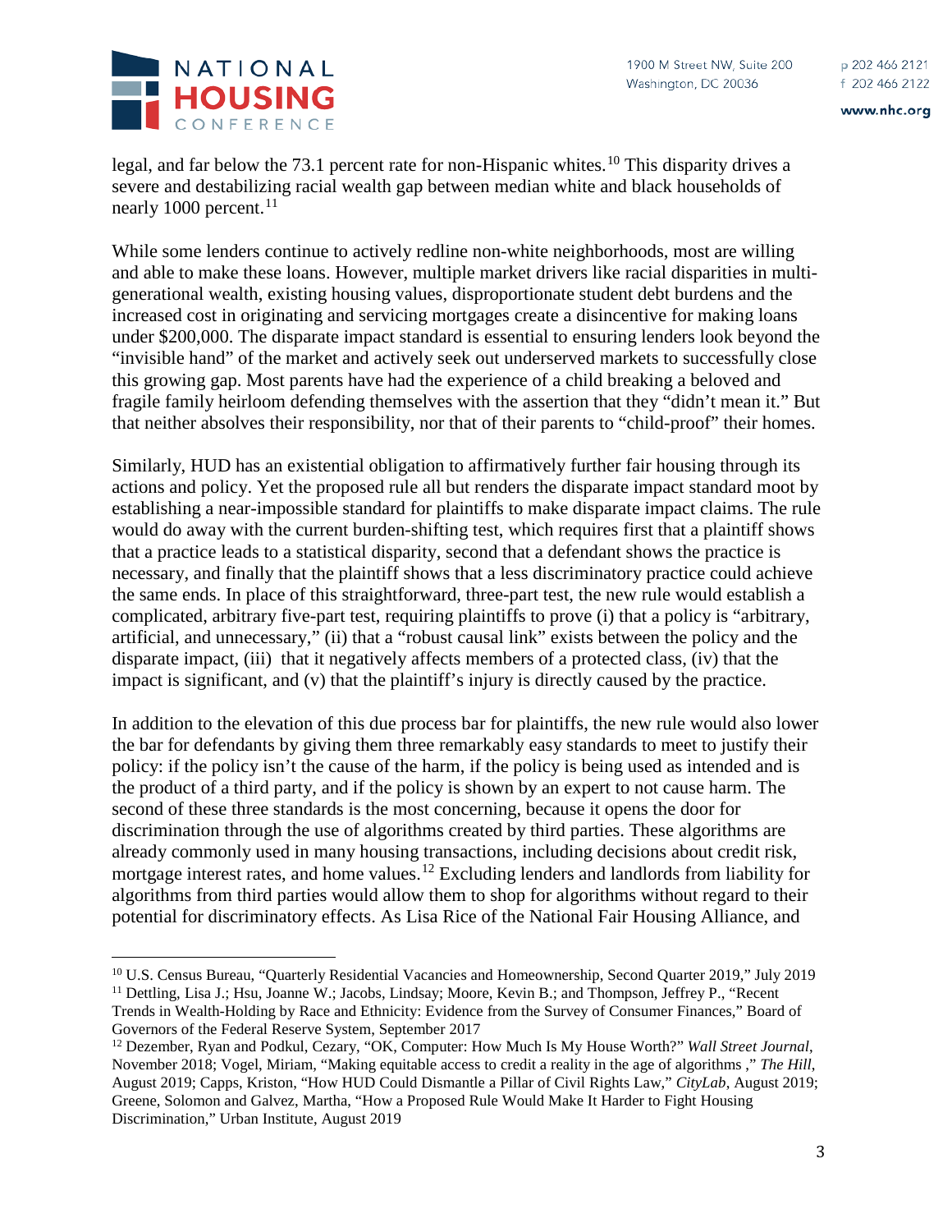legal, and far below the 73.1 percent rate for non-Hispanic whites.[10] This disparity drives a severe and destabilizing racial wealth gap between median white and black households of nearly 1000 percent.[11]

While some lenders continue to actively redline non-white neighborhoods, most are willing and able to make these loans. However, multiple market drivers like racial disparities in multi-generational wealth, existing housing values, disproportionate student debt burdens and the increased cost in originating and servicing mortgages create a disincentive for making loans under $200,000. The disparate impact standard is essential to ensuring lenders look beyond the "invisible hand" of the market and actively seek out underserved markets to successfully close this growing gap. Most parents have had the experience of a child breaking a beloved and fragile family heirloom defending themselves with the assertion that they "didn't mean it." But that neither absolves their responsibility, nor that of their parents to "child-proof" their homes.

Similarly, HUD has an existential obligation to affirmatively further fair housing through its actions and policy. Yet the proposed rule all but renders the disparate impact standard moot by establishing a near-impossible standard for plaintiffs to make disparate impact claims. The rule would do away with the current burden-shifting test, which requires first that a plaintiff shows that a practice leads to a statistical disparity, second that a defendant shows the practice is necessary, and finally that the plaintiff shows that a less discriminatory practice could achieve the same ends. In place of this straightforward, three-part test, the new rule would establish a complicated, arbitrary five-part test, requiring plaintiffs to prove (i) that a policy is "arbitrary, artificial, and unnecessary," (ii) that a "robust causal link" exists between the policy and the disparate impact, (iii) that it negatively affects members of a protected class, (iv) that the impact is significant, and (v) that the plaintiff's injury is directly caused by the practice.

In addition to the elevation of this due process bar for plaintiffs, the new rule would also lower the bar for defendants by giving them three remarkably easy standards to meet to justify their policy: if the policy isn't the cause of the harm, if the policy is being used as intended and is the product of a third party, and if the policy is shown by an expert to not cause harm. The second of these three standards is the most concerning, because it opens the door for discrimination through the use of algorithms created by third parties. These algorithms are already commonly used in many housing transactions, including decisions about credit risk, mortgage interest rates, and home values.[12] Excluding lenders and landlords from liability for algorithms from third parties would allow them to shop for algorithms without regard to their potential for discriminatory effects. As Lisa Rice of the National Fair Housing Alliance, and

---

[10] U.S. Census Bureau, "Quarterly Residential Vacancies and Homeownership, Second Quarter 2019," July 2019

[11] Dettling, Lisa J.; Hsu, Joanne W.; Jacobs, Lindsay; Moore, Kevin B.; and Thompson, Jeffrey P., "Recent Trends in Wealth-Holding by Race and Ethnicity: Evidence from the Survey of Consumer Finances," Board of Governors of the Federal Reserve System, September 2017

[12] Dezember, Ryan and Podkul, Cezary, "OK, Computer: How Much Is My House Worth?" *Wall Street Journal*, November 2018; Vogel, Miriam, "Making equitable access to credit a reality in the age of algorithms ," *The Hill*, August 2019; Capps, Kriston, "How HUD Could Dismantle a Pillar of Civil Rights Law," *CityLab*, August 2019; Greene, Solomon and Galvez, Martha, "How a Proposed Rule Would Make It Harder to Fight Housing Discrimination," Urban Institute, August 2019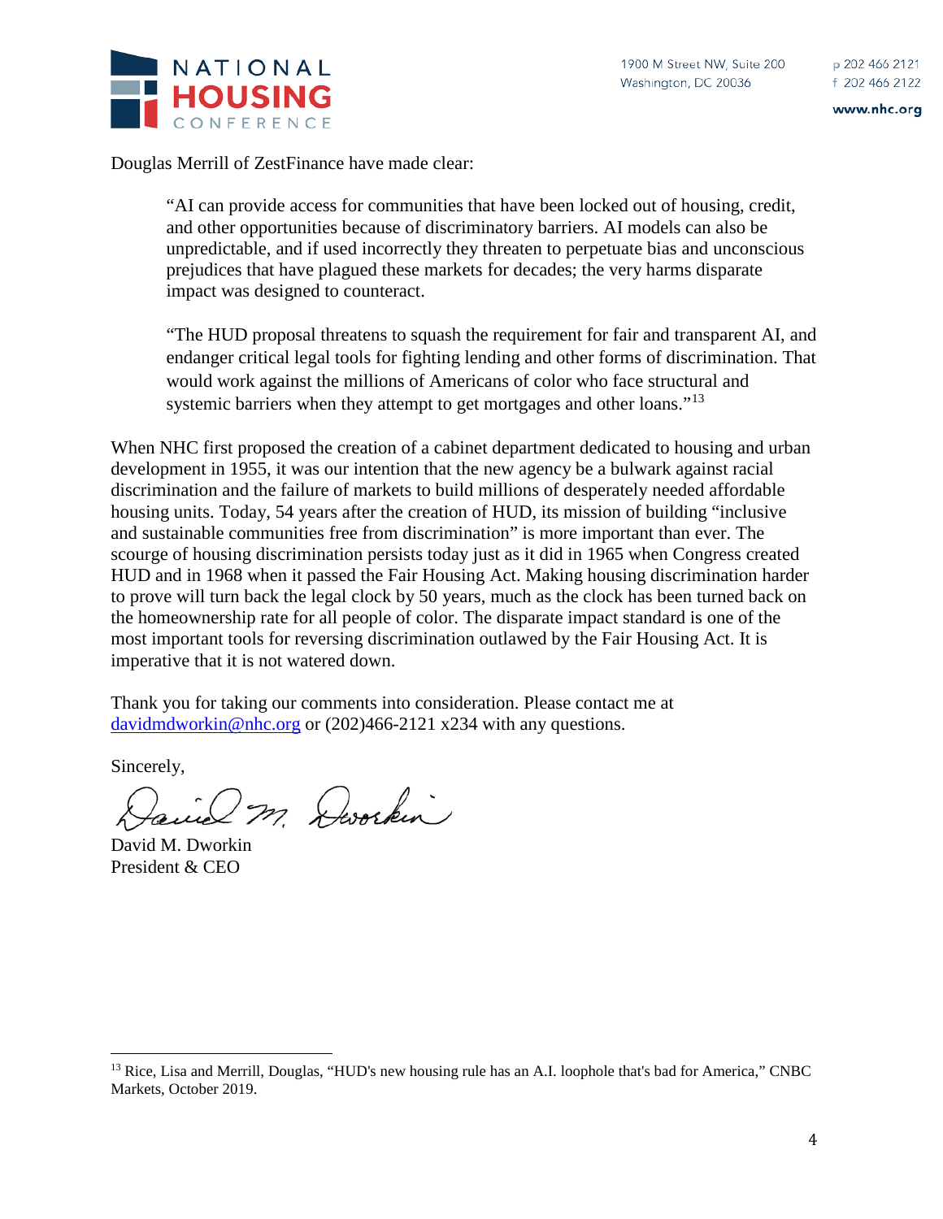Douglas Merrill of ZestFinance have made clear:

> "AI can provide access for communities that have been locked out of housing, credit, and other opportunities because of discriminatory barriers. AI models can also be unpredictable, and if used incorrectly they threaten to perpetuate bias and unconscious prejudices that have plagued these markets for decades; the very harms disparate impact was designed to counteract.
>
> "The HUD proposal threatens to squash the requirement for fair and transparent AI, and endanger critical legal tools for fighting lending and other forms of discrimination. That would work against the millions of Americans of color who face structural and systemic barriers when they attempt to get mortgages and other loans."[13]

When NHC first proposed the creation of a cabinet department dedicated to housing and urban development in 1955, it was our intention that the new agency be a bulwark against racial discrimination and the failure of markets to build millions of desperately needed affordable housing units. Today, 54 years after the creation of HUD, its mission of building "inclusive and sustainable communities free from discrimination" is more important than ever. The scourge of housing discrimination persists today just as it did in 1965 when Congress created HUD and in 1968 when it passed the Fair Housing Act. Making housing discrimination harder to prove will turn back the legal clock by 50 years, much as the clock has been turned back on the homeownership rate for all people of color. The disparate impact standard is one of the most important tools for reversing discrimination outlawed by the Fair Housing Act. It is imperative that it is not watered down.

Thank you for taking our comments into consideration. Please contact me at davidmdworkin@nhc.org or (202)466-2121 x234 with any questions.

Sincerely,

David M. Dworkin
President & CEO

[13] Rice, Lisa and Merrill, Douglas, "HUD's new housing rule has an A.I. loophole that's bad for America," CNBC Markets, October 2019.